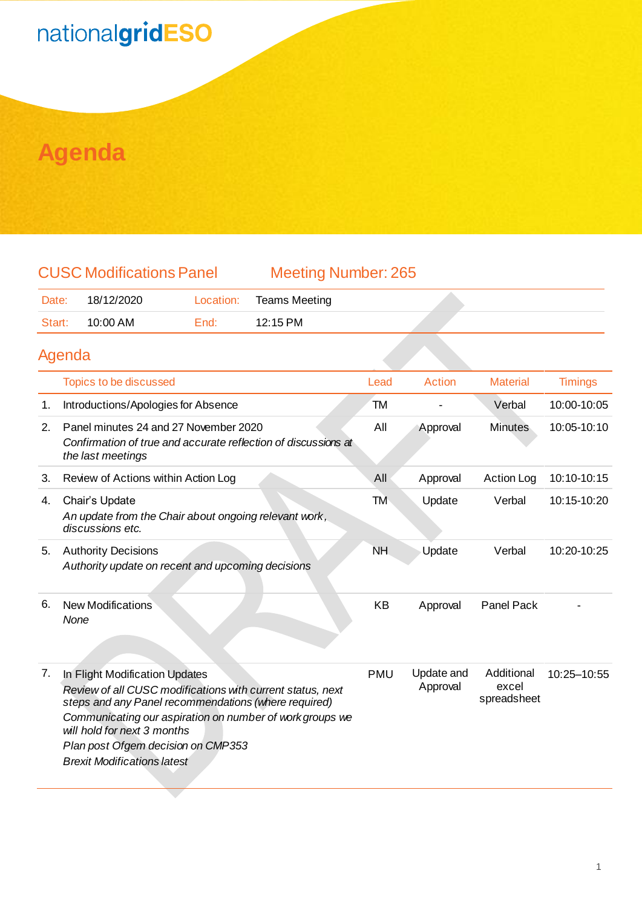nationalgridESO

# Agenda

## CUSC Modifications Panel — Meeting Number: 265

| Date: | 18/12/2020 | Location: | Teams Meeting |
|---|---|---|---|
| Start: | 10:00 AM | End: | 12:15 PM |

## Agenda

| | Topics to be discussed | Lead | Action | Material | Timings |
|---|---|---|---|---|---|
| 1. | Introductions/Apologies for Absence | TM | - | Verbal | 10:00-10:05 |
| 2. | Panel minutes 24 and 27 November 2020<br>*Confirmation of true and accurate reflection of discussions at the last meetings* | All | Approval | Minutes | 10:05-10:10 |
| 3. | Review of Actions within Action Log | All | Approval | Action Log | 10:10-10:15 |
| 4. | Chair's Update<br>*An update from the Chair about ongoing relevant work, discussions etc.* | TM | Update | Verbal | 10:15-10:20 |
| 5. | Authority Decisions<br>*Authority update on recent and upcoming decisions* | NH | Update | Verbal | 10:20-10:25 |
| 6. | New Modifications<br>*None* | KB | Approval | Panel Pack | - |
| 7. | In Flight Modification Updates<br>*Review of all CUSC modifications with current status, next steps and any Panel recommendations (where required)*<br>*Communicating our aspiration on number of workgroups we will hold for next 3 months*<br>*Plan post Ofgem decision on CMP353*<br>*Brexit Modifications latest* | PMU | Update and Approval | Additional excel spreadsheet | 10:25–10:55 |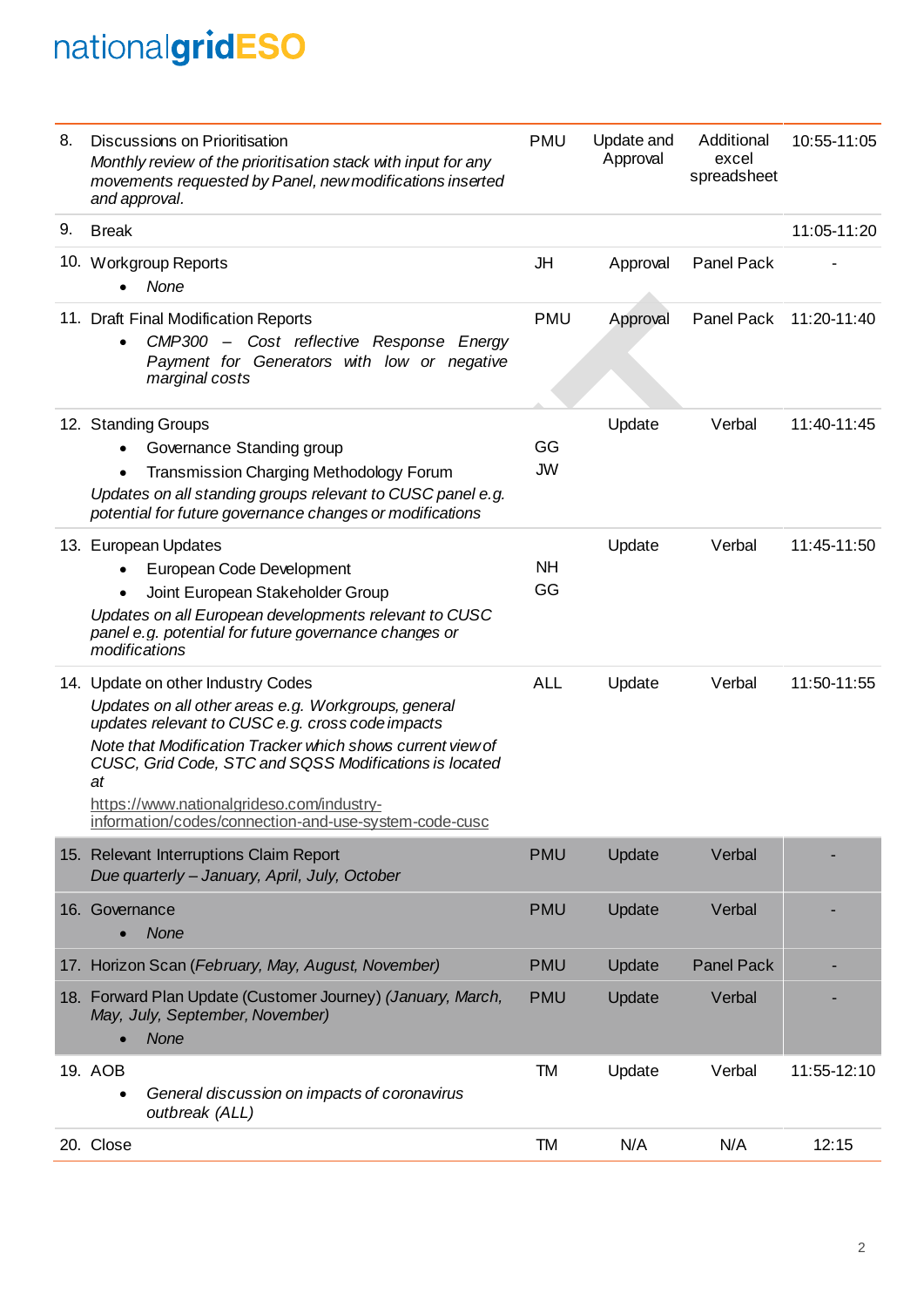| | | | | | |
|---|---|---|---|---|---|
| 8. | Discussions on Prioritisation<br>*Monthly review of the prioritisation stack with input for any movements requested by Panel, new modifications inserted and approval.* | PMU | Update and Approval | Additional excel spreadsheet | 10:55-11:05 |
| 9. | Break | | | | 11:05-11:20 |
| 10. | Workgroup Reports<br>• *None* | JH | Approval | Panel Pack | - |
| 11. | Draft Final Modification Reports<br>• *CMP300 – Cost reflective Response Energy Payment for Generators with low or negative marginal costs* | PMU | Approval | Panel Pack | 11:20-11:40 |
| 12. | Standing Groups<br>• Governance Standing group<br>• Transmission Charging Methodology Forum<br>*Updates on all standing groups relevant to CUSC panel e.g. potential for future governance changes or modifications* | GG<br>JW | Update | Verbal | 11:40-11:45 |
| 13. | European Updates<br>• European Code Development<br>• Joint European Stakeholder Group<br>*Updates on all European developments relevant to CUSC panel e.g. potential for future governance changes or modifications* | NH<br>GG | Update | Verbal | 11:45-11:50 |
| 14. | Update on other Industry Codes<br>*Updates on all other areas e.g. Workgroups, general updates relevant to CUSC e.g. cross code impacts*<br>*Note that Modification Tracker which shows current view of CUSC, Grid Code, STC and SQSS Modifications is located at*<br>https://www.nationalgrideso.com/industry-information/codes/connection-and-use-system-code-cusc | ALL | Update | Verbal | 11:50-11:55 |
| 15. | Relevant Interruptions Claim Report<br>*Due quarterly – January, April, July, October* | PMU | Update | Verbal | - |
| 16. | Governance<br>• *None* | PMU | Update | Verbal | - |
| 17. | Horizon Scan (*February, May, August, November*) | PMU | Update | Panel Pack | - |
| 18. | Forward Plan Update (Customer Journey) *(January, March, May, July, September, November)*<br>• *None* | PMU | Update | Verbal | - |
| 19. | AOB<br>• *General discussion on impacts of coronavirus outbreak (ALL)* | TM | Update | Verbal | 11:55-12:10 |
| 20. | Close | TM | N/A | N/A | 12:15 |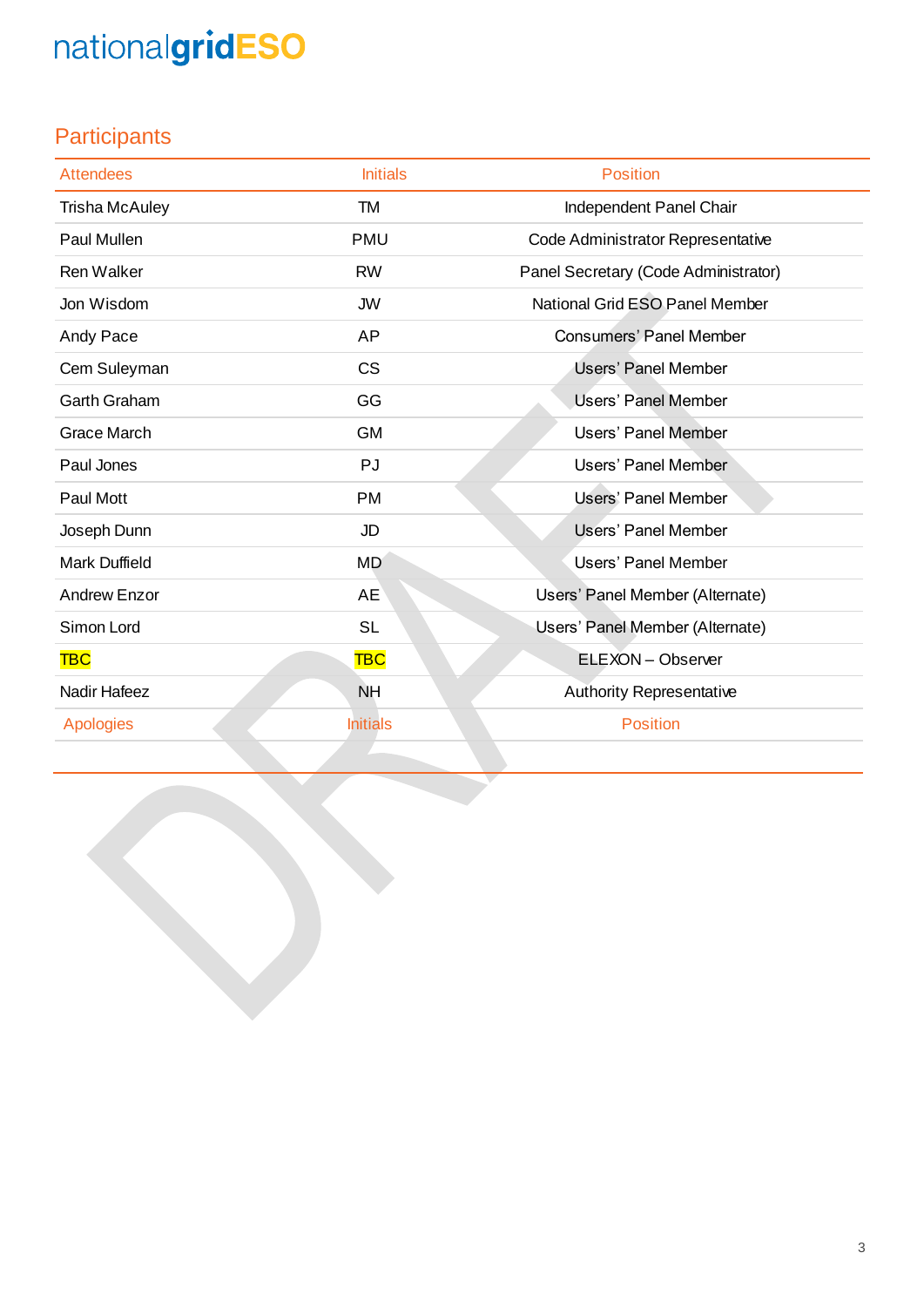## Participants

| Attendees | Initials | Position |
|---|---|---|
| Trisha McAuley | TM | Independent Panel Chair |
| Paul Mullen | PMU | Code Administrator Representative |
| Ren Walker | RW | Panel Secretary (Code Administrator) |
| Jon Wisdom | JW | National Grid ESO Panel Member |
| Andy Pace | AP | Consumers' Panel Member |
| Cem Suleyman | CS | Users' Panel Member |
| Garth Graham | GG | Users' Panel Member |
| Grace March | GM | Users' Panel Member |
| Paul Jones | PJ | Users' Panel Member |
| Paul Mott | PM | Users' Panel Member |
| Joseph Dunn | JD | Users' Panel Member |
| Mark Duffield | MD | Users' Panel Member |
| Andrew Enzor | AE | Users' Panel Member (Alternate) |
| Simon Lord | SL | Users' Panel Member (Alternate) |
| TBC | TBC | ELEXON – Observer |
| Nadir Hafeez | NH | Authority Representative |
| **Apologies** | **Initials** | **Position** |
| | | |